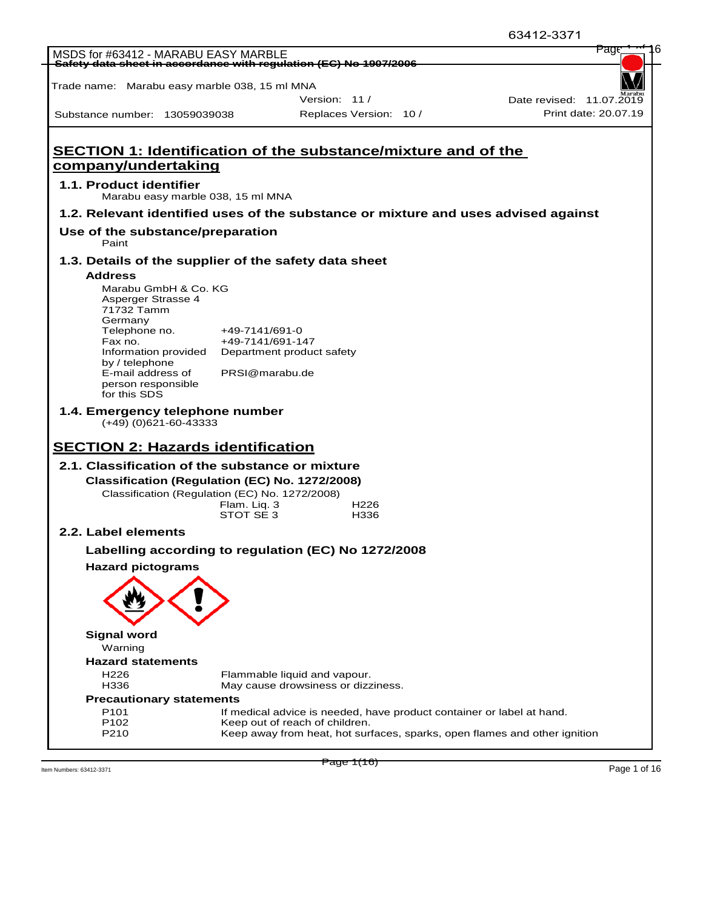MSDS for #63412 - MARABU EASY MARBLE

~~Safety data sheet in accordance with regulation (EC) No 1907/2006~~

Trade name: Marabu easy marble 038, 15 ml MNA

| | | |
|---|---|---|
| | Version: 11 / | Date revised: 11.07.2019 |
| Substance number: 13059039038 | Replaces Version: 10 / | Print date: 20.07.19 |

# SECTION 1: Identification of the substance/mixture and of the company/undertaking

## 1.1. Product identifier

Marabu easy marble 038, 15 ml MNA

## 1.2. Relevant identified uses of the substance or mixture and uses advised against

### Use of the substance/preparation

Paint

## 1.3. Details of the supplier of the safety data sheet

### Address

Marabu GmbH & Co. KG
Asperger Strasse 4
71732 Tamm
Germany

| | |
|---|---|
| Telephone no. | +49-7141/691-0 |
| Fax no. | +49-7141/691-147 |
| Information provided by / telephone | Department product safety |
| E-mail address of person responsible for this SDS | PRSI@marabu.de |

## 1.4. Emergency telephone number

(+49) (0)621-60-43333

# SECTION 2: Hazards identification

## 2.1. Classification of the substance or mixture

### Classification (Regulation (EC) No. 1272/2008)

Classification (Regulation (EC) No. 1272/2008)

| | |
|---|---|
| Flam. Liq. 3 | H226 |
| STOT SE 3 | H336 |

## 2.2. Label elements

### Labelling according to regulation (EC) No 1272/2008

### Hazard pictograms

### Signal word

Warning

### Hazard statements

| | |
|---|---|
| H226 | Flammable liquid and vapour. |
| H336 | May cause drowsiness or dizziness. |

### Precautionary statements

| | |
|---|---|
| P101 | If medical advice is needed, have product container or label at hand. |
| P102 | Keep out of reach of children. |
| P210 | Keep away from heat, hot surfaces, sparks, open flames and other ignition |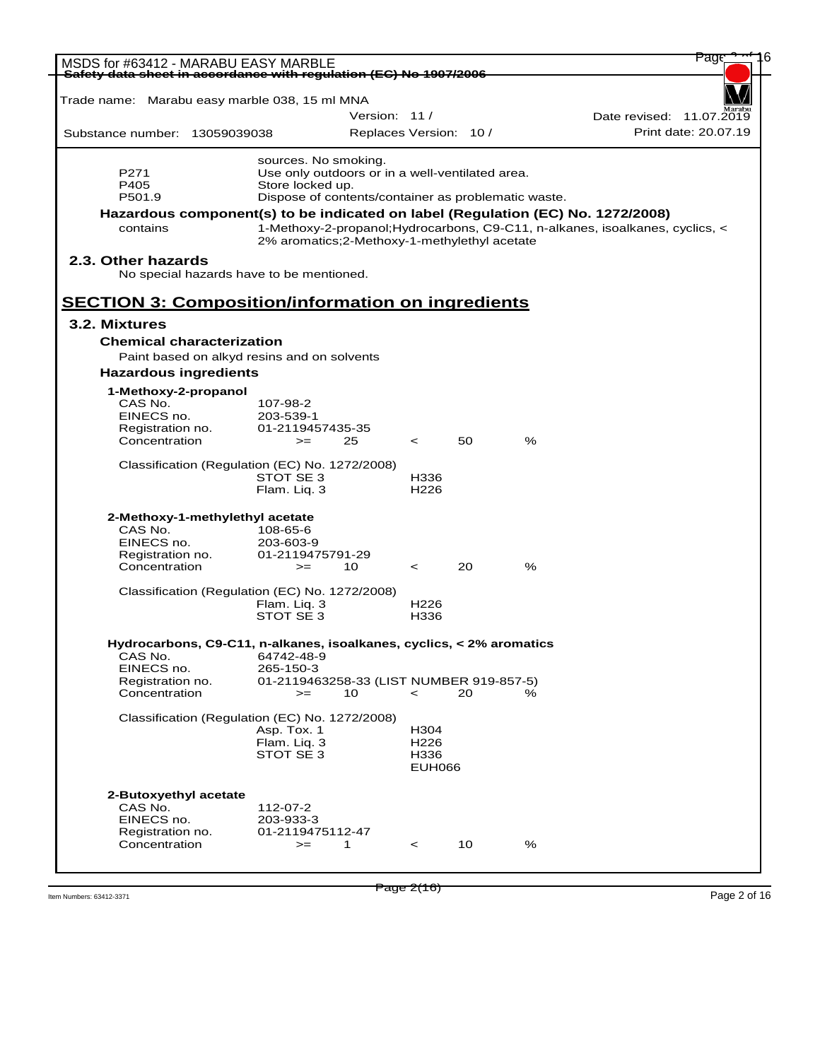sources. No smoking.

| | |
|---|---|
| P271 | Use only outdoors or in a well-ventilated area. |
| P405 | Store locked up. |
| P501.9 | Dispose of contents/container as problematic waste. |

**Hazardous component(s) to be indicated on label (Regulation (EC) No. 1272/2008)**

contains: 1-Methoxy-2-propanol;Hydrocarbons, C9-C11, n-alkanes, isoalkanes, cyclics, < 2% aromatics;2-Methoxy-1-methylethyl acetate

### 2.3. Other hazards

No special hazards have to be mentioned.

## SECTION 3: Composition/information on ingredients

### 3.2. Mixtures

**Chemical characterization**

Paint based on alkyd resins and on solvents

**Hazardous ingredients**

**1-Methoxy-2-propanol**

| | | | | | |
|---|---|---|---|---|---|
| CAS No. | 107-98-2 | | | | |
| EINECS no. | 203-539-1 | | | | |
| Registration no. | 01-2119457435-35 | | | | |
| Concentration | >= | 25 | < | 50 | % |

Classification (Regulation (EC) No. 1272/2008)

| | |
|---|---|
| STOT SE 3 | H336 |
| Flam. Liq. 3 | H226 |

**2-Methoxy-1-methylethyl acetate**

| | | | | | |
|---|---|---|---|---|---|
| CAS No. | 108-65-6 | | | | |
| EINECS no. | 203-603-9 | | | | |
| Registration no. | 01-2119475791-29 | | | | |
| Concentration | >= | 10 | < | 20 | % |

Classification (Regulation (EC) No. 1272/2008)

| | |
|---|---|
| Flam. Liq. 3 | H226 |
| STOT SE 3 | H336 |

**Hydrocarbons, C9-C11, n-alkanes, isoalkanes, cyclics, < 2% aromatics**

| | | | | | |
|---|---|---|---|---|---|
| CAS No. | 64742-48-9 | | | | |
| EINECS no. | 265-150-3 | | | | |
| Registration no. | 01-2119463258-33 (LIST NUMBER 919-857-5) | | | | |
| Concentration | >= | 10 | < | 20 | % |

Classification (Regulation (EC) No. 1272/2008)

| | |
|---|---|
| Asp. Tox. 1 | H304 |
| Flam. Liq. 3 | H226 |
| STOT SE 3 | H336 |
| | EUH066 |

**2-Butoxyethyl acetate**

| | | | | | |
|---|---|---|---|---|---|
| CAS No. | 112-07-2 | | | | |
| EINECS no. | 203-933-3 | | | | |
| Registration no. | 01-2119475112-47 | | | | |
| Concentration | >= | 1 | < | 10 | % |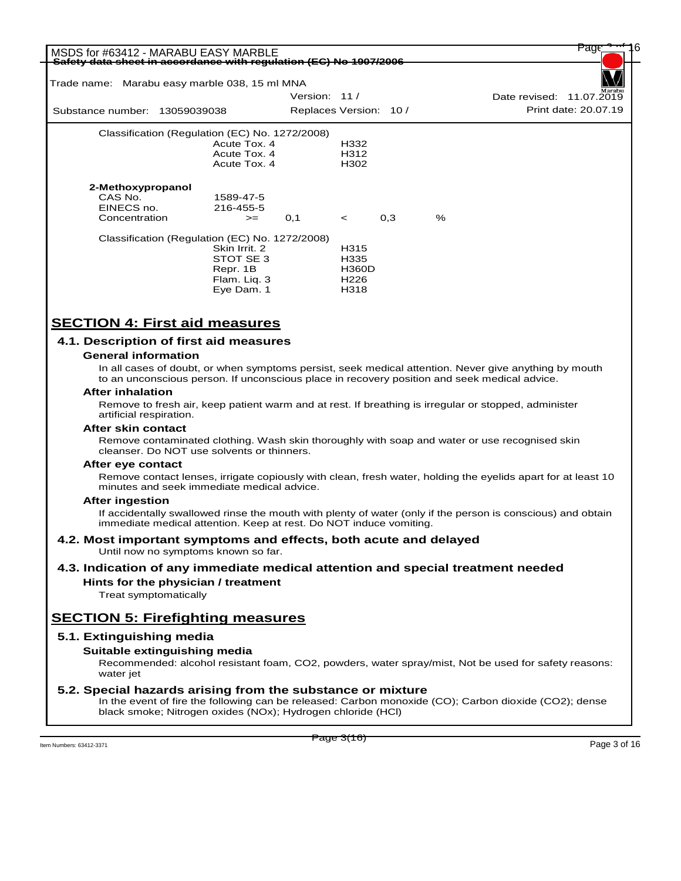Classification (Regulation (EC) No. 1272/2008)

| | |
|---|---|
| Acute Tox. 4 | H332 |
| Acute Tox. 4 | H312 |
| Acute Tox. 4 | H302 |

**2-Methoxypropanol**

| | | | | | |
|---|---|---|---|---|---|
| CAS No. | 1589-47-5 | | | | |
| EINECS no. | 216-455-5 | | | | |
| Concentration | >= | 0,1 | < | 0,3 | % |

Classification (Regulation (EC) No. 1272/2008)

| | |
|---|---|
| Skin Irrit. 2 | H315 |
| STOT SE 3 | H335 |
| Repr. 1B | H360D |
| Flam. Liq. 3 | H226 |
| Eye Dam. 1 | H318 |

## SECTION 4: First aid measures

### 4.1. Description of first aid measures

**General information**

In all cases of doubt, or when symptoms persist, seek medical attention. Never give anything by mouth to an unconscious person. If unconscious place in recovery position and seek medical advice.

**After inhalation**

Remove to fresh air, keep patient warm and at rest. If breathing is irregular or stopped, administer artificial respiration.

**After skin contact**

Remove contaminated clothing. Wash skin thoroughly with soap and water or use recognised skin cleanser. Do NOT use solvents or thinners.

**After eye contact**

Remove contact lenses, irrigate copiously with clean, fresh water, holding the eyelids apart for at least 10 minutes and seek immediate medical advice.

**After ingestion**

If accidentally swallowed rinse the mouth with plenty of water (only if the person is conscious) and obtain immediate medical attention. Keep at rest. Do NOT induce vomiting.

### 4.2. Most important symptoms and effects, both acute and delayed

Until now no symptoms known so far.

### 4.3. Indication of any immediate medical attention and special treatment needed

**Hints for the physician / treatment**

Treat symptomatically

## SECTION 5: Firefighting measures

### 5.1. Extinguishing media

**Suitable extinguishing media**

Recommended: alcohol resistant foam, $CO_2$, powders, water spray/mist, Not be used for safety reasons: water jet

### 5.2. Special hazards arising from the substance or mixture

In the event of fire the following can be released: Carbon monoxide (CO); Carbon dioxide ($CO_2$); dense black smoke; Nitrogen oxides ($NO_x$); Hydrogen chloride (HCl)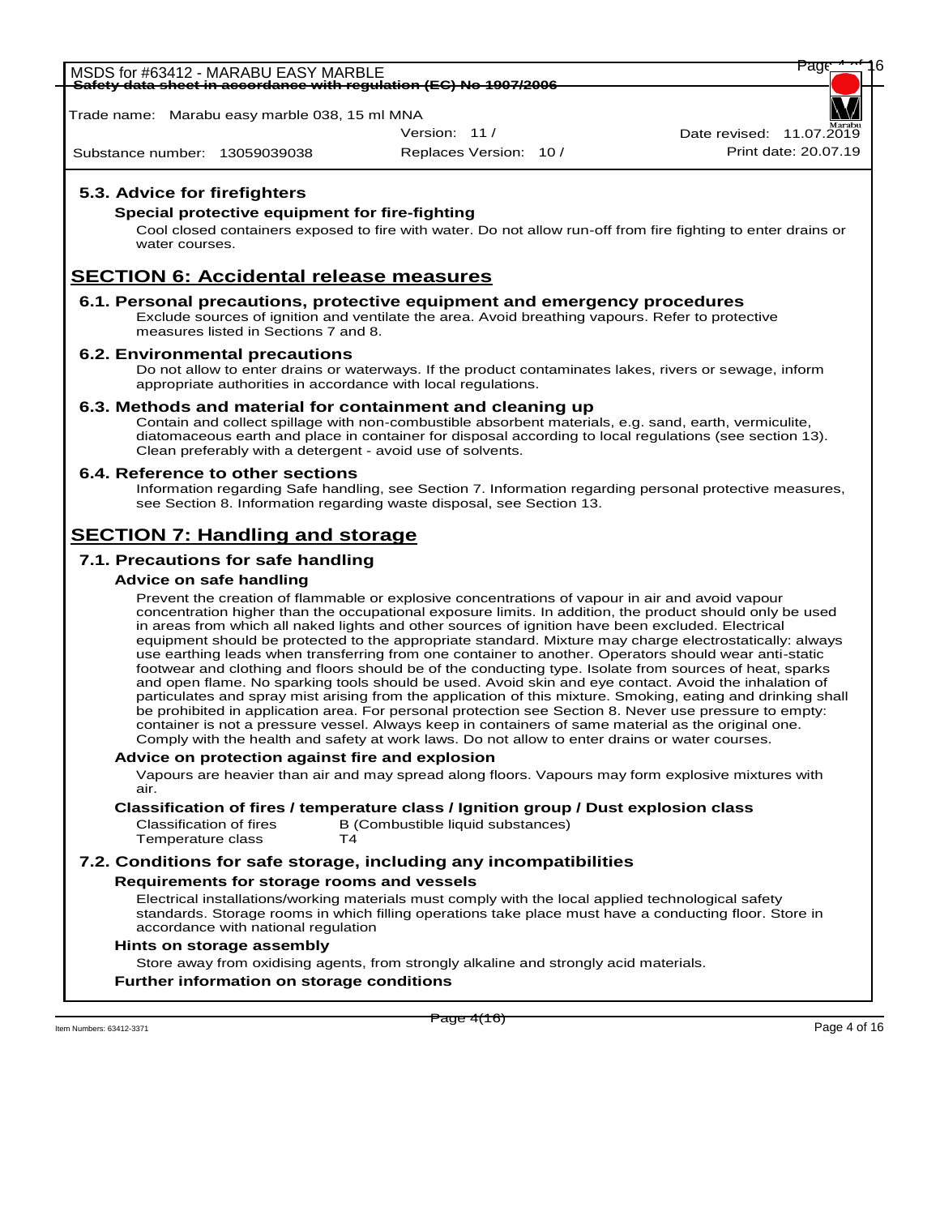### 5.3. Advice for firefighters

**Special protective equipment for fire-fighting**

Cool closed containers exposed to fire with water. Do not allow run-off from fire fighting to enter drains or water courses.

## SECTION 6: Accidental release measures

### 6.1. Personal precautions, protective equipment and emergency procedures

Exclude sources of ignition and ventilate the area. Avoid breathing vapours. Refer to protective measures listed in Sections 7 and 8.

### 6.2. Environmental precautions

Do not allow to enter drains or waterways. If the product contaminates lakes, rivers or sewage, inform appropriate authorities in accordance with local regulations.

### 6.3. Methods and material for containment and cleaning up

Contain and collect spillage with non-combustible absorbent materials, e.g. sand, earth, vermiculite, diatomaceous earth and place in container for disposal according to local regulations (see section 13). Clean preferably with a detergent - avoid use of solvents.

### 6.4. Reference to other sections

Information regarding Safe handling, see Section 7. Information regarding personal protective measures, see Section 8. Information regarding waste disposal, see Section 13.

## SECTION 7: Handling and storage

### 7.1. Precautions for safe handling

**Advice on safe handling**

Prevent the creation of flammable or explosive concentrations of vapour in air and avoid vapour concentration higher than the occupational exposure limits. In addition, the product should only be used in areas from which all naked lights and other sources of ignition have been excluded. Electrical equipment should be protected to the appropriate standard. Mixture may charge electrostatically: always use earthing leads when transferring from one container to another. Operators should wear anti-static footwear and clothing and floors should be of the conducting type. Isolate from sources of heat, sparks and open flame. No sparking tools should be used. Avoid skin and eye contact. Avoid the inhalation of particulates and spray mist arising from the application of this mixture. Smoking, eating and drinking shall be prohibited in application area. For personal protection see Section 8. Never use pressure to empty: container is not a pressure vessel. Always keep in containers of same material as the original one. Comply with the health and safety at work laws. Do not allow to enter drains or water courses.

**Advice on protection against fire and explosion**

Vapours are heavier than air and may spread along floors. Vapours may form explosive mixtures with air.

**Classification of fires / temperature class / Ignition group / Dust explosion class**

| | |
|---|---|
| Classification of fires | B (Combustible liquid substances) |
| Temperature class | T4 |

### 7.2. Conditions for safe storage, including any incompatibilities

**Requirements for storage rooms and vessels**

Electrical installations/working materials must comply with the local applied technological safety standards. Storage rooms in which filling operations take place must have a conducting floor. Store in accordance with national regulation

**Hints on storage assembly**

Store away from oxidising agents, from strongly alkaline and strongly acid materials.

**Further information on storage conditions**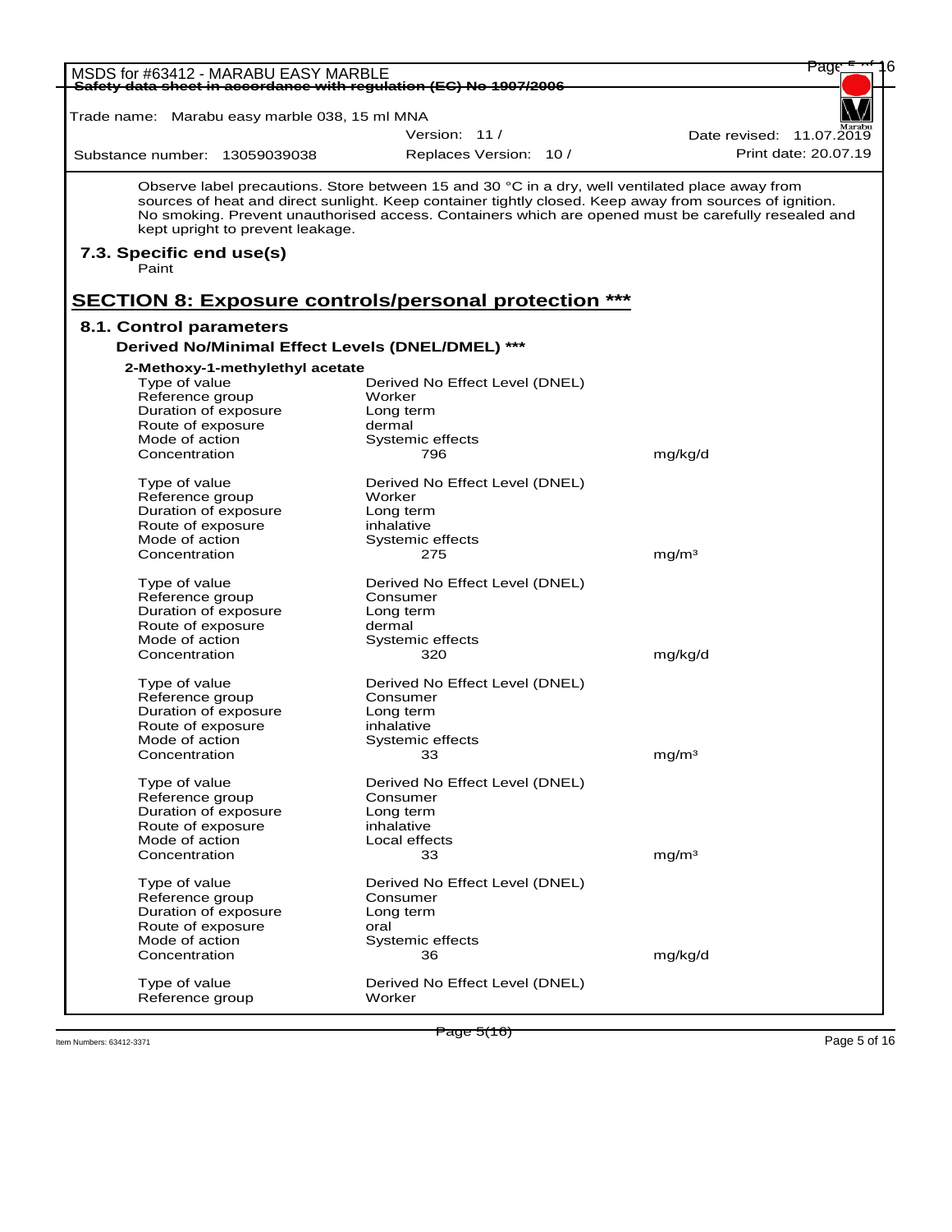Observe label precautions. Store between 15 and 30 °C in a dry, well ventilated place away from sources of heat and direct sunlight. Keep container tightly closed. Keep away from sources of ignition. No smoking. Prevent unauthorised access. Containers which are opened must be carefully resealed and kept upright to prevent leakage.

### 7.3. Specific end use(s)

Paint

## SECTION 8: Exposure controls/personal protection ***

### 8.1. Control parameters

#### Derived No/Minimal Effect Levels (DNEL/DMEL) ***

**2-Methoxy-1-methylethyl acetate**

| | | |
|---|---|---|
| Type of value | Derived No Effect Level (DNEL) | |
| Reference group | Worker | |
| Duration of exposure | Long term | |
| Route of exposure | dermal | |
| Mode of action | Systemic effects | |
| Concentration | 796 | mg/kg/d |

| | | |
|---|---|---|
| Type of value | Derived No Effect Level (DNEL) | |
| Reference group | Worker | |
| Duration of exposure | Long term | |
| Route of exposure | inhalative | |
| Mode of action | Systemic effects | |
| Concentration | 275 | $mg/m^3$ |

| | | |
|---|---|---|
| Type of value | Derived No Effect Level (DNEL) | |
| Reference group | Consumer | |
| Duration of exposure | Long term | |
| Route of exposure | dermal | |
| Mode of action | Systemic effects | |
| Concentration | 320 | mg/kg/d |

| | | |
|---|---|---|
| Type of value | Derived No Effect Level (DNEL) | |
| Reference group | Consumer | |
| Duration of exposure | Long term | |
| Route of exposure | inhalative | |
| Mode of action | Systemic effects | |
| Concentration | 33 | $mg/m^3$ |

| | | |
|---|---|---|
| Type of value | Derived No Effect Level (DNEL) | |
| Reference group | Consumer | |
| Duration of exposure | Long term | |
| Route of exposure | inhalative | |
| Mode of action | Local effects | |
| Concentration | 33 | $mg/m^3$ |

| | | |
|---|---|---|
| Type of value | Derived No Effect Level (DNEL) | |
| Reference group | Consumer | |
| Duration of exposure | Long term | |
| Route of exposure | oral | |
| Mode of action | Systemic effects | |
| Concentration | 36 | mg/kg/d |

| | | |
|---|---|---|
| Type of value | Derived No Effect Level (DNEL) | |
| Reference group | Worker | |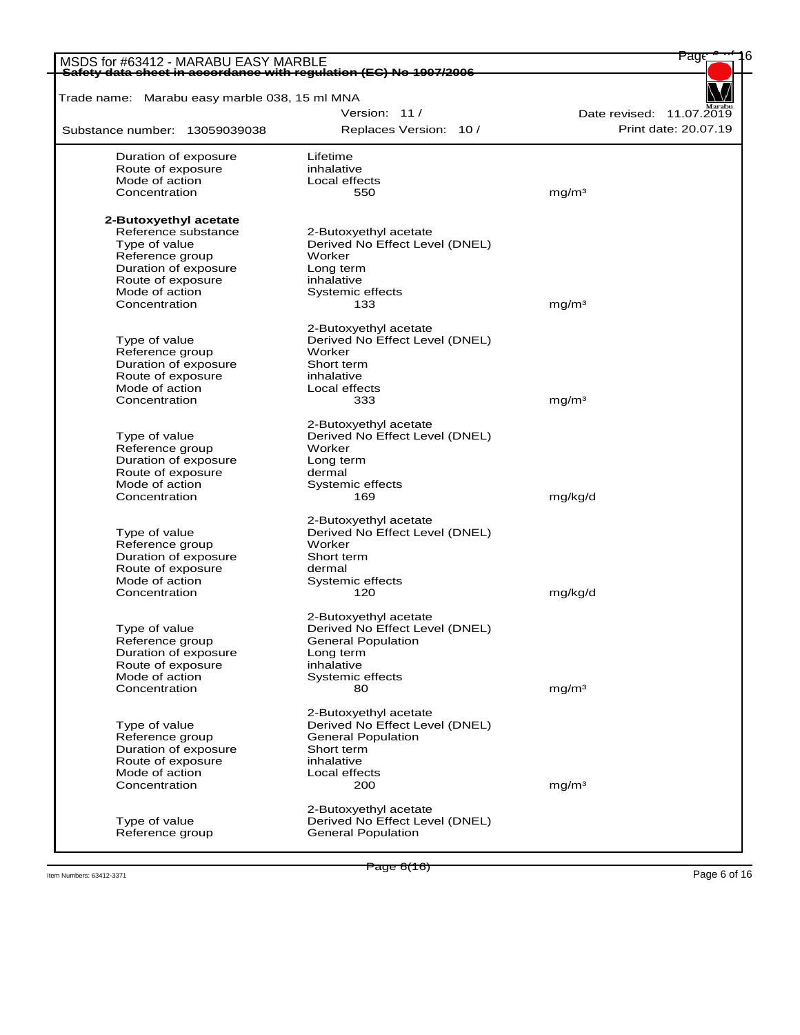| | | |
|---|---|---|
| Duration of exposure | Lifetime | |
| Route of exposure | inhalative | |
| Mode of action | Local effects | |
| Concentration | 550 | mg/m³ |

**2-Butoxyethyl acetate**

| | | |
|---|---|---|
| Reference substance | 2-Butoxyethyl acetate | |
| Type of value | Derived No Effect Level (DNEL) | |
| Reference group | Worker | |
| Duration of exposure | Long term | |
| Route of exposure | inhalative | |
| Mode of action | Systemic effects | |
| Concentration | 133 | mg/m³ |

| | | |
|---|---|---|
| | 2-Butoxyethyl acetate | |
| Type of value | Derived No Effect Level (DNEL) | |
| Reference group | Worker | |
| Duration of exposure | Short term | |
| Route of exposure | inhalative | |
| Mode of action | Local effects | |
| Concentration | 333 | mg/m³ |

| | | |
|---|---|---|
| | 2-Butoxyethyl acetate | |
| Type of value | Derived No Effect Level (DNEL) | |
| Reference group | Worker | |
| Duration of exposure | Long term | |
| Route of exposure | dermal | |
| Mode of action | Systemic effects | |
| Concentration | 169 | mg/kg/d |

| | | |
|---|---|---|
| | 2-Butoxyethyl acetate | |
| Type of value | Derived No Effect Level (DNEL) | |
| Reference group | Worker | |
| Duration of exposure | Short term | |
| Route of exposure | dermal | |
| Mode of action | Systemic effects | |
| Concentration | 120 | mg/kg/d |

| | | |
|---|---|---|
| | 2-Butoxyethyl acetate | |
| Type of value | Derived No Effect Level (DNEL) | |
| Reference group | General Population | |
| Duration of exposure | Long term | |
| Route of exposure | inhalative | |
| Mode of action | Systemic effects | |
| Concentration | 80 | mg/m³ |

| | | |
|---|---|---|
| | 2-Butoxyethyl acetate | |
| Type of value | Derived No Effect Level (DNEL) | |
| Reference group | General Population | |
| Duration of exposure | Short term | |
| Route of exposure | inhalative | |
| Mode of action | Local effects | |
| Concentration | 200 | mg/m³ |

| | |
|---|---|
| | 2-Butoxyethyl acetate |
| Type of value | Derived No Effect Level (DNEL) |
| Reference group | General Population |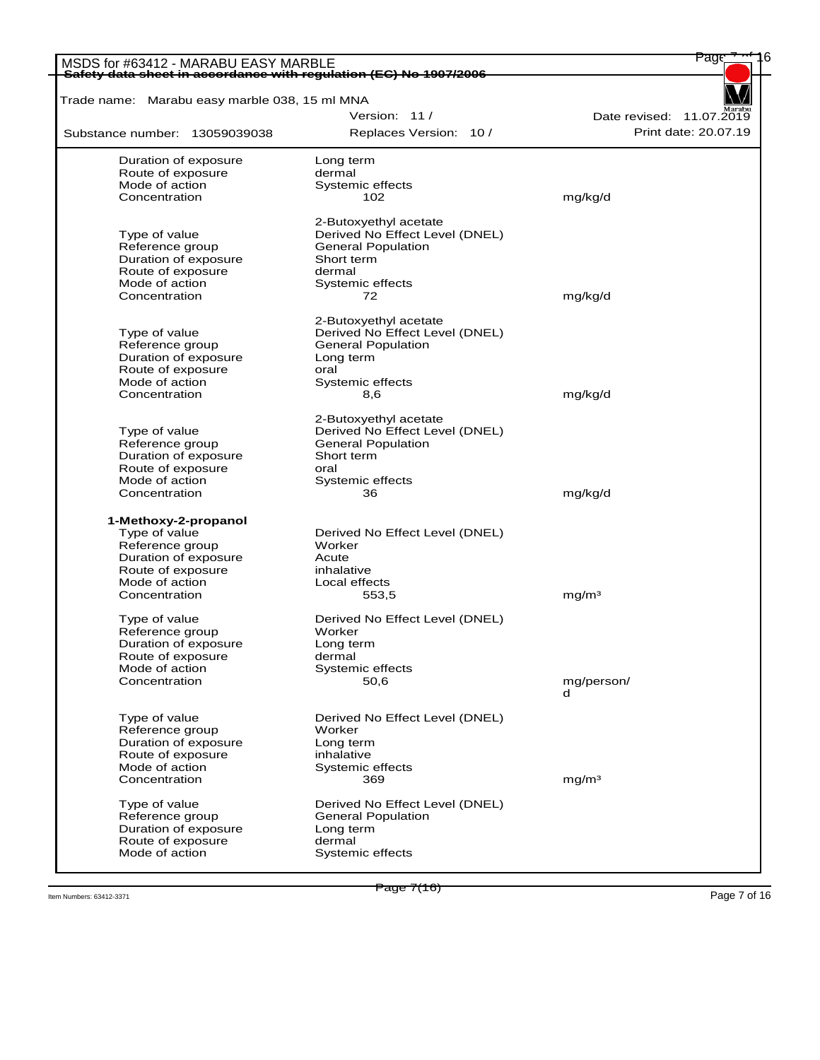| | | |
|---|---|---|
| Duration of exposure | Long term | |
| Route of exposure | dermal | |
| Mode of action | Systemic effects | |
| Concentration | 102 | mg/kg/d |

| | 2-Butoxyethyl acetate | |
|---|---|---|
| Type of value | Derived No Effect Level (DNEL) | |
| Reference group | General Population | |
| Duration of exposure | Short term | |
| Route of exposure | dermal | |
| Mode of action | Systemic effects | |
| Concentration | 72 | mg/kg/d |

| | 2-Butoxyethyl acetate | |
|---|---|---|
| Type of value | Derived No Effect Level (DNEL) | |
| Reference group | General Population | |
| Duration of exposure | Long term | |
| Route of exposure | oral | |
| Mode of action | Systemic effects | |
| Concentration | 8,6 | mg/kg/d |

| | 2-Butoxyethyl acetate | |
|---|---|---|
| Type of value | Derived No Effect Level (DNEL) | |
| Reference group | General Population | |
| Duration of exposure | Short term | |
| Route of exposure | oral | |
| Mode of action | Systemic effects | |
| Concentration | 36 | mg/kg/d |

**1-Methoxy-2-propanol**

| | | |
|---|---|---|
| Type of value | Derived No Effect Level (DNEL) | |
| Reference group | Worker | |
| Duration of exposure | Acute | |
| Route of exposure | inhalative | |
| Mode of action | Local effects | |
| Concentration | 553,5 | mg/m³ |

| | | |
|---|---|---|
| Type of value | Derived No Effect Level (DNEL) | |
| Reference group | Worker | |
| Duration of exposure | Long term | |
| Route of exposure | dermal | |
| Mode of action | Systemic effects | |
| Concentration | 50,6 | mg/person/d |

| | | |
|---|---|---|
| Type of value | Derived No Effect Level (DNEL) | |
| Reference group | Worker | |
| Duration of exposure | Long term | |
| Route of exposure | inhalative | |
| Mode of action | Systemic effects | |
| Concentration | 369 | mg/m³ |

| | |
|---|---|
| Type of value | Derived No Effect Level (DNEL) |
| Reference group | General Population |
| Duration of exposure | Long term |
| Route of exposure | dermal |
| Mode of action | Systemic effects |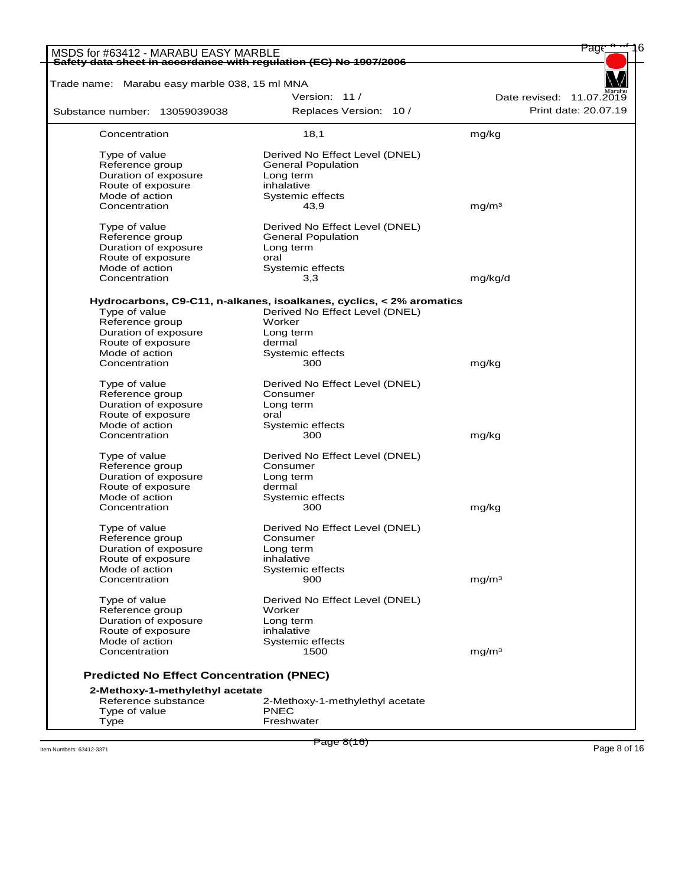| | | |
|---|---|---|
| Concentration | 18,1 | mg/kg |
| | | |
| Type of value | Derived No Effect Level (DNEL) | |
| Reference group | General Population | |
| Duration of exposure | Long term | |
| Route of exposure | inhalative | |
| Mode of action | Systemic effects | |
| Concentration | 43,9 | mg/m³ |
| | | |
| Type of value | Derived No Effect Level (DNEL) | |
| Reference group | General Population | |
| Duration of exposure | Long term | |
| Route of exposure | oral | |
| Mode of action | Systemic effects | |
| Concentration | 3,3 | mg/kg/d |

**Hydrocarbons, C9-C11, n-alkanes, isoalkanes, cyclics, < 2% aromatics**

| | | |
|---|---|---|
| Type of value | Derived No Effect Level (DNEL) | |
| Reference group | Worker | |
| Duration of exposure | Long term | |
| Route of exposure | dermal | |
| Mode of action | Systemic effects | |
| Concentration | 300 | mg/kg |
| | | |
| Type of value | Derived No Effect Level (DNEL) | |
| Reference group | Consumer | |
| Duration of exposure | Long term | |
| Route of exposure | oral | |
| Mode of action | Systemic effects | |
| Concentration | 300 | mg/kg |
| | | |
| Type of value | Derived No Effect Level (DNEL) | |
| Reference group | Consumer | |
| Duration of exposure | Long term | |
| Route of exposure | dermal | |
| Mode of action | Systemic effects | |
| Concentration | 300 | mg/kg |
| | | |
| Type of value | Derived No Effect Level (DNEL) | |
| Reference group | Consumer | |
| Duration of exposure | Long term | |
| Route of exposure | inhalative | |
| Mode of action | Systemic effects | |
| Concentration | 900 | mg/m³ |
| | | |
| Type of value | Derived No Effect Level (DNEL) | |
| Reference group | Worker | |
| Duration of exposure | Long term | |
| Route of exposure | inhalative | |
| Mode of action | Systemic effects | |
| Concentration | 1500 | mg/m³ |

### Predicted No Effect Concentration (PNEC)

**2-Methoxy-1-methylethyl acetate**

| | |
|---|---|
| Reference substance | 2-Methoxy-1-methylethyl acetate |
| Type of value | PNEC |
| Type | Freshwater |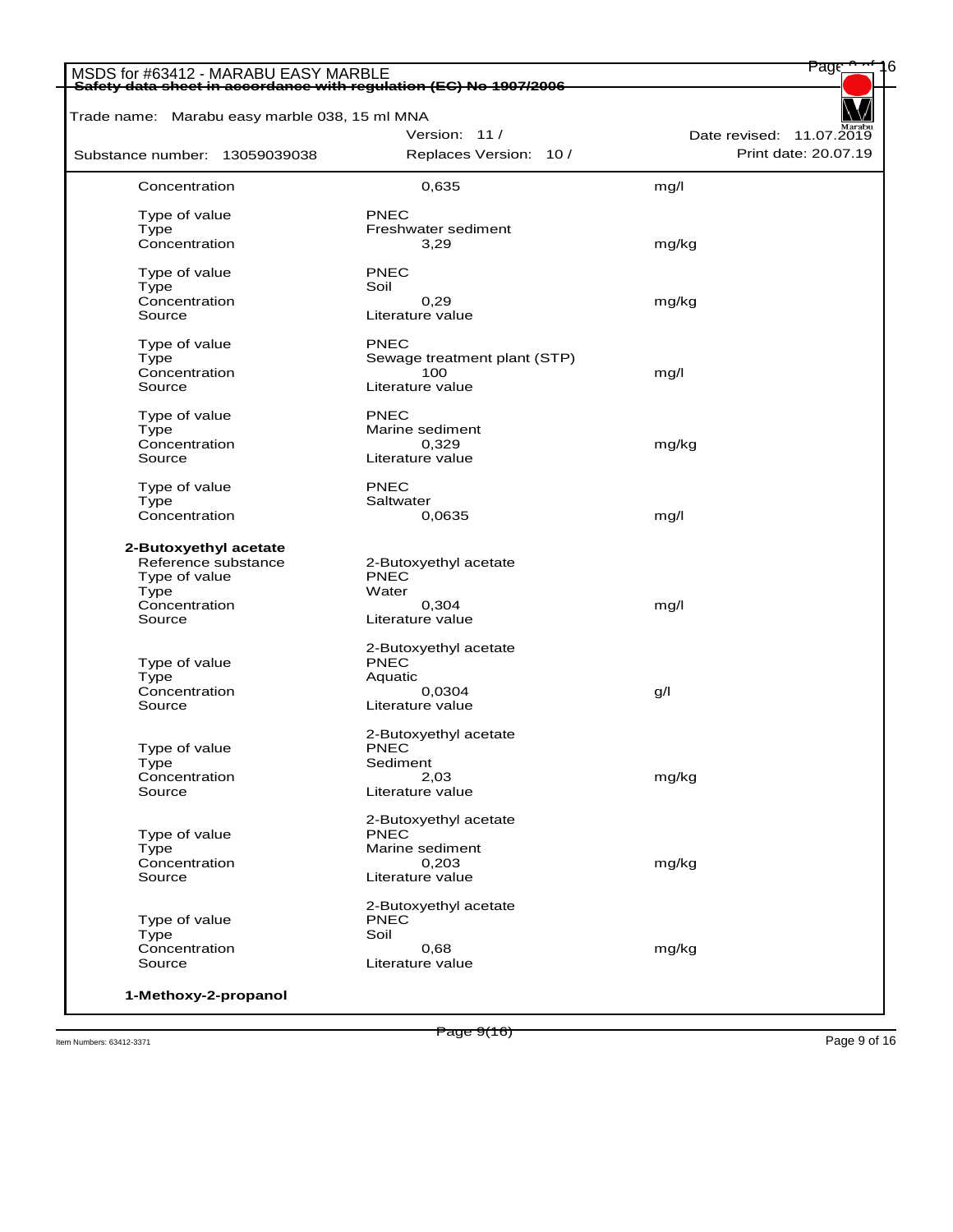| | | |
|---|---|---|
| Concentration | 0,635 | mg/l |
| | | |
| Type of value | PNEC | |
| Type | Freshwater sediment | |
| Concentration | 3,29 | mg/kg |
| | | |
| Type of value | PNEC | |
| Type | Soil | |
| Concentration | 0,29 | mg/kg |
| Source | Literature value | |
| | | |
| Type of value | PNEC | |
| Type | Sewage treatment plant (STP) | |
| Concentration | 100 | mg/l |
| Source | Literature value | |
| | | |
| Type of value | PNEC | |
| Type | Marine sediment | |
| Concentration | 0,329 | mg/kg |
| Source | Literature value | |
| | | |
| Type of value | PNEC | |
| Type | Saltwater | |
| Concentration | 0,0635 | mg/l |

**2-Butoxyethyl acetate**

| | | |
|---|---|---|
| Reference substance | 2-Butoxyethyl acetate | |
| Type of value | PNEC | |
| Type | Water | |
| Concentration | 0,304 | mg/l |
| Source | Literature value | |
| | | |
| | 2-Butoxyethyl acetate | |
| Type of value | PNEC | |
| Type | Aquatic | |
| Concentration | 0,0304 | g/l |
| Source | Literature value | |
| | | |
| | 2-Butoxyethyl acetate | |
| Type of value | PNEC | |
| Type | Sediment | |
| Concentration | 2,03 | mg/kg |
| Source | Literature value | |
| | | |
| | 2-Butoxyethyl acetate | |
| Type of value | PNEC | |
| Type | Marine sediment | |
| Concentration | 0,203 | mg/kg |
| Source | Literature value | |
| | | |
| | 2-Butoxyethyl acetate | |
| Type of value | PNEC | |
| Type | Soil | |
| Concentration | 0,68 | mg/kg |
| Source | Literature value | |

**1-Methoxy-2-propanol**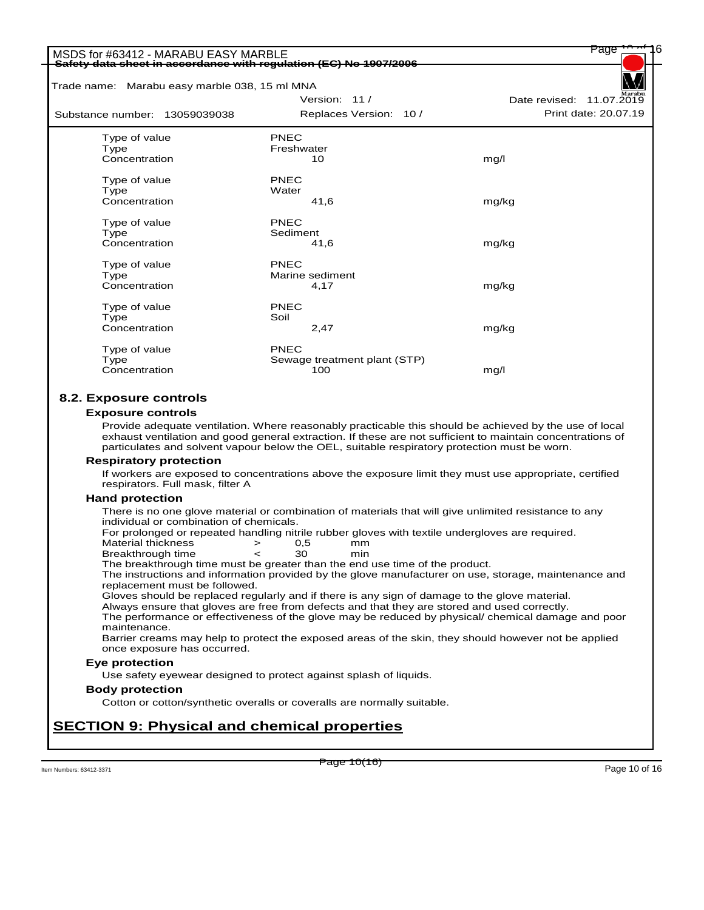| | | |
|---|---|---|
| Type of value | PNEC | |
| Type | Freshwater | |
| Concentration | 10 | mg/l |
| | | |
| Type of value | PNEC | |
| Type | Water | |
| Concentration | 41,6 | mg/kg |
| | | |
| Type of value | PNEC | |
| Type | Sediment | |
| Concentration | 41,6 | mg/kg |
| | | |
| Type of value | PNEC | |
| Type | Marine sediment | |
| Concentration | 4,17 | mg/kg |
| | | |
| Type of value | PNEC | |
| Type | Soil | |
| Concentration | 2,47 | mg/kg |
| | | |
| Type of value | PNEC | |
| Type | Sewage treatment plant (STP) | |
| Concentration | 100 | mg/l |

## 8.2. Exposure controls

### Exposure controls

Provide adequate ventilation. Where reasonably practicable this should be achieved by the use of local exhaust ventilation and good general extraction. If these are not sufficient to maintain concentrations of particulates and solvent vapour below the OEL, suitable respiratory protection must be worn.

### Respiratory protection

If workers are exposed to concentrations above the exposure limit they must use appropriate, certified respirators. Full mask, filter A

### Hand protection

There is no one glove material or combination of materials that will give unlimited resistance to any individual or combination of chemicals.

For prolonged or repeated handling nitrile rubber gloves with textile undergloves are required.

| | | | |
|---|---|---|---|
| Material thickness | > | 0,5 | mm |
| Breakthrough time | < | 30 | min |

The breakthrough time must be greater than the end use time of the product.

The instructions and information provided by the glove manufacturer on use, storage, maintenance and replacement must be followed.

Gloves should be replaced regularly and if there is any sign of damage to the glove material.

Always ensure that gloves are free from defects and that they are stored and used correctly.

The performance or effectiveness of the glove may be reduced by physical/ chemical damage and poor maintenance.

Barrier creams may help to protect the exposed areas of the skin, they should however not be applied once exposure has occurred.

### Eye protection

Use safety eyewear designed to protect against splash of liquids.

### Body protection

Cotton or cotton/synthetic overalls or coveralls are normally suitable.

# SECTION 9: Physical and chemical properties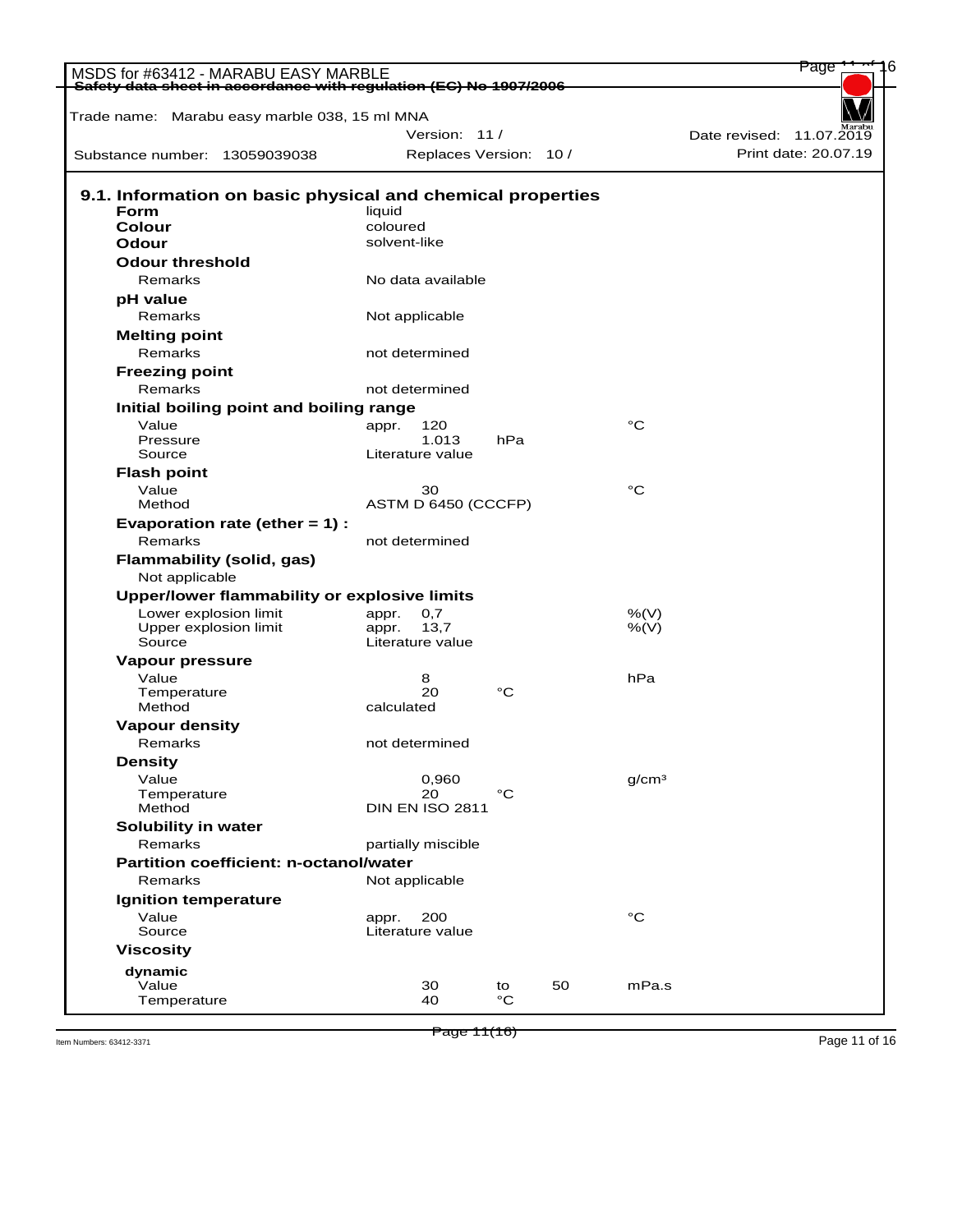MSDS for #63412 - MARABU EASY MARBLE

Safety data sheet in accordance with regulation (EC) No 1907/2006

Trade name: Marabu easy marble 038, 15 ml MNA

Version: 11 / Date revised: 11.07.2019

Substance number: 13059039038 Replaces Version: 10 / Print date: 20.07.19

## 9.1. Information on basic physical and chemical properties

| | | | | |
|---|---|---|---|---|
| **Form** | liquid | | | |
| **Colour** | coloured | | | |
| **Odour** | solvent-like | | | |
| **Odour threshold** | | | | |
| Remarks | No data available | | | |
| **pH value** | | | | |
| Remarks | Not applicable | | | |
| **Melting point** | | | | |
| Remarks | not determined | | | |
| **Freezing point** | | | | |
| Remarks | not determined | | | |
| **Initial boiling point and boiling range** | | | | |
| Value | appr. 120 | | | °C |
| Pressure | 1.013 | hPa | | |
| Source | Literature value | | | |
| **Flash point** | | | | |
| Value | 30 | | | °C |
| Method | ASTM D 6450 (CCCFP) | | | |
| **Evaporation rate (ether = 1) :** | | | | |
| Remarks | not determined | | | |
| **Flammability (solid, gas)** | | | | |
| Not applicable | | | | |
| **Upper/lower flammability or explosive limits** | | | | |
| Lower explosion limit | appr. 0,7 | | | %(V) |
| Upper explosion limit | appr. 13,7 | | | %(V) |
| Source | Literature value | | | |
| **Vapour pressure** | | | | |
| Value | 8 | | | hPa |
| Temperature | 20 | °C | | |
| Method | calculated | | | |
| **Vapour density** | | | | |
| Remarks | not determined | | | |
| **Density** | | | | |
| Value | 0,960 | | | g/cm³ |
| Temperature | 20 | °C | | |
| Method | DIN EN ISO 2811 | | | |
| **Solubility in water** | | | | |
| Remarks | partially miscible | | | |
| **Partition coefficient: n-octanol/water** | | | | |
| Remarks | Not applicable | | | |
| **Ignition temperature** | | | | |
| Value | appr. 200 | | | °C |
| Source | Literature value | | | |
| **Viscosity** | | | | |
| **dynamic** | | | | |
| Value | 30 | to | 50 | mPa.s |
| Temperature | 40 | °C | | |

Item Numbers: 63412-3371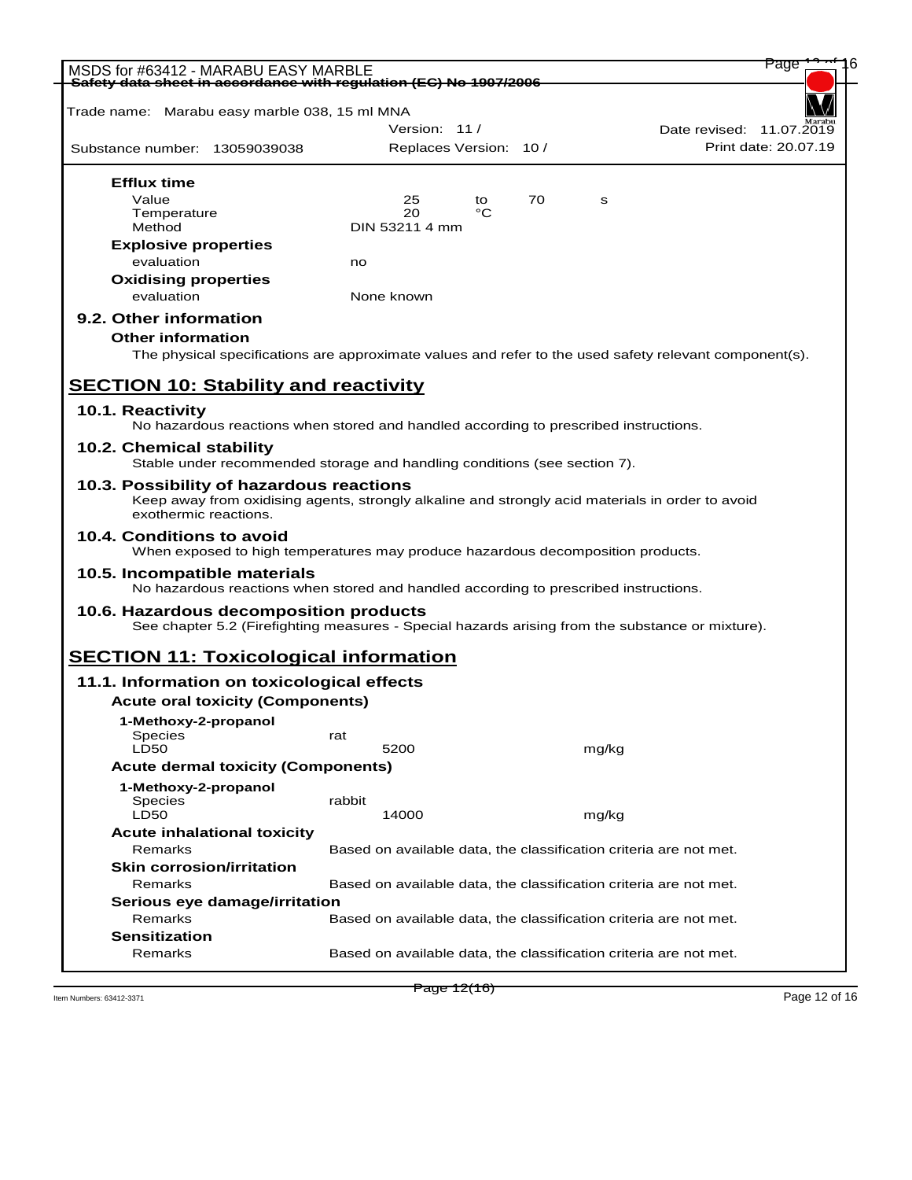**Efflux time**

| | | | | |
|---|---|---|---|---|
| Value | 25 | to | 70 | s |
| Temperature | 20 | °C | | |
| Method | DIN 53211 4 mm | | | |

**Explosive properties**

| | |
|---|---|
| evaluation | no |

**Oxidising properties**

| | |
|---|---|
| evaluation | None known |

### 9.2. Other information

**Other information**

The physical specifications are approximate values and refer to the used safety relevant component(s).

## SECTION 10: Stability and reactivity

### 10.1. Reactivity

No hazardous reactions when stored and handled according to prescribed instructions.

### 10.2. Chemical stability

Stable under recommended storage and handling conditions (see section 7).

### 10.3. Possibility of hazardous reactions

Keep away from oxidising agents, strongly alkaline and strongly acid materials in order to avoid exothermic reactions.

### 10.4. Conditions to avoid

When exposed to high temperatures may produce hazardous decomposition products.

### 10.5. Incompatible materials

No hazardous reactions when stored and handled according to prescribed instructions.

### 10.6. Hazardous decomposition products

See chapter 5.2 (Firefighting measures - Special hazards arising from the substance or mixture).

## SECTION 11: Toxicological information

### 11.1. Information on toxicological effects

**Acute oral toxicity (Components)**

**1-Methoxy-2-propanol**

| | | |
|---|---|---|
| Species | rat | |
| LD50 | 5200 | mg/kg |

**Acute dermal toxicity (Components)**

**1-Methoxy-2-propanol**

| | | |
|---|---|---|
| Species | rabbit | |
| LD50 | 14000 | mg/kg |

**Acute inhalational toxicity**

Remarks: Based on available data, the classification criteria are not met.

**Skin corrosion/irritation**

Remarks: Based on available data, the classification criteria are not met.

**Serious eye damage/irritation**

Remarks: Based on available data, the classification criteria are not met.

**Sensitization**

Remarks: Based on available data, the classification criteria are not met.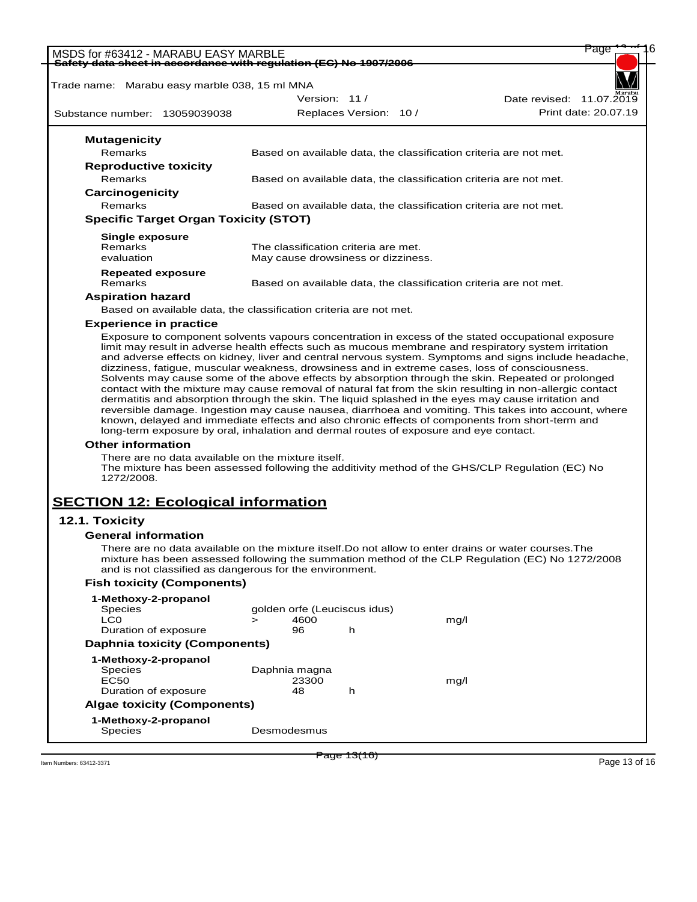#### Mutagenicity

| | |
|---|---|
| Remarks | Based on available data, the classification criteria are not met. |

#### Reproductive toxicity

| | |
|---|---|
| Remarks | Based on available data, the classification criteria are not met. |

#### Carcinogenicity

| | |
|---|---|
| Remarks | Based on available data, the classification criteria are not met. |

#### Specific Target Organ Toxicity (STOT)

**Single exposure**

| | |
|---|---|
| Remarks | The classification criteria are met. |
| evaluation | May cause drowsiness or dizziness. |

**Repeated exposure**

| | |
|---|---|
| Remarks | Based on available data, the classification criteria are not met. |

#### Aspiration hazard

Based on available data, the classification criteria are not met.

#### Experience in practice

Exposure to component solvents vapours concentration in excess of the stated occupational exposure limit may result in adverse health effects such as mucous membrane and respiratory system irritation and adverse effects on kidney, liver and central nervous system. Symptoms and signs include headache, dizziness, fatigue, muscular weakness, drowsiness and in extreme cases, loss of consciousness. Solvents may cause some of the above effects by absorption through the skin. Repeated or prolonged contact with the mixture may cause removal of natural fat from the skin resulting in non-allergic contact dermatitis and absorption through the skin. The liquid splashed in the eyes may cause irritation and reversible damage. Ingestion may cause nausea, diarrhoea and vomiting. This takes into account, where known, delayed and immediate effects and also chronic effects of components from short-term and long-term exposure by oral, inhalation and dermal routes of exposure and eye contact.

#### Other information

There are no data available on the mixture itself.
The mixture has been assessed following the additivity method of the GHS/CLP Regulation (EC) No 1272/2008.

## SECTION 12: Ecological information

### 12.1. Toxicity

#### General information

There are no data available on the mixture itself.Do not allow to enter drains or water courses.The mixture has been assessed following the summation method of the CLP Regulation (EC) No 1272/2008 and is not classified as dangerous for the environment.

#### Fish toxicity (Components)

**1-Methoxy-2-propanol**

| | | | |
|---|---|---|---|
| Species | golden orfe (Leuciscus idus) | | |
| LC0 | > 4600 | | mg/l |
| Duration of exposure | 96 | h | |

#### Daphnia toxicity (Components)

**1-Methoxy-2-propanol**

| | | | |
|---|---|---|---|
| Species | Daphnia magna | | |
| EC50 | 23300 | | mg/l |
| Duration of exposure | 48 | h | |

#### Algae toxicity (Components)

**1-Methoxy-2-propanol**

| | |
|---|---|
| Species | Desmodesmus |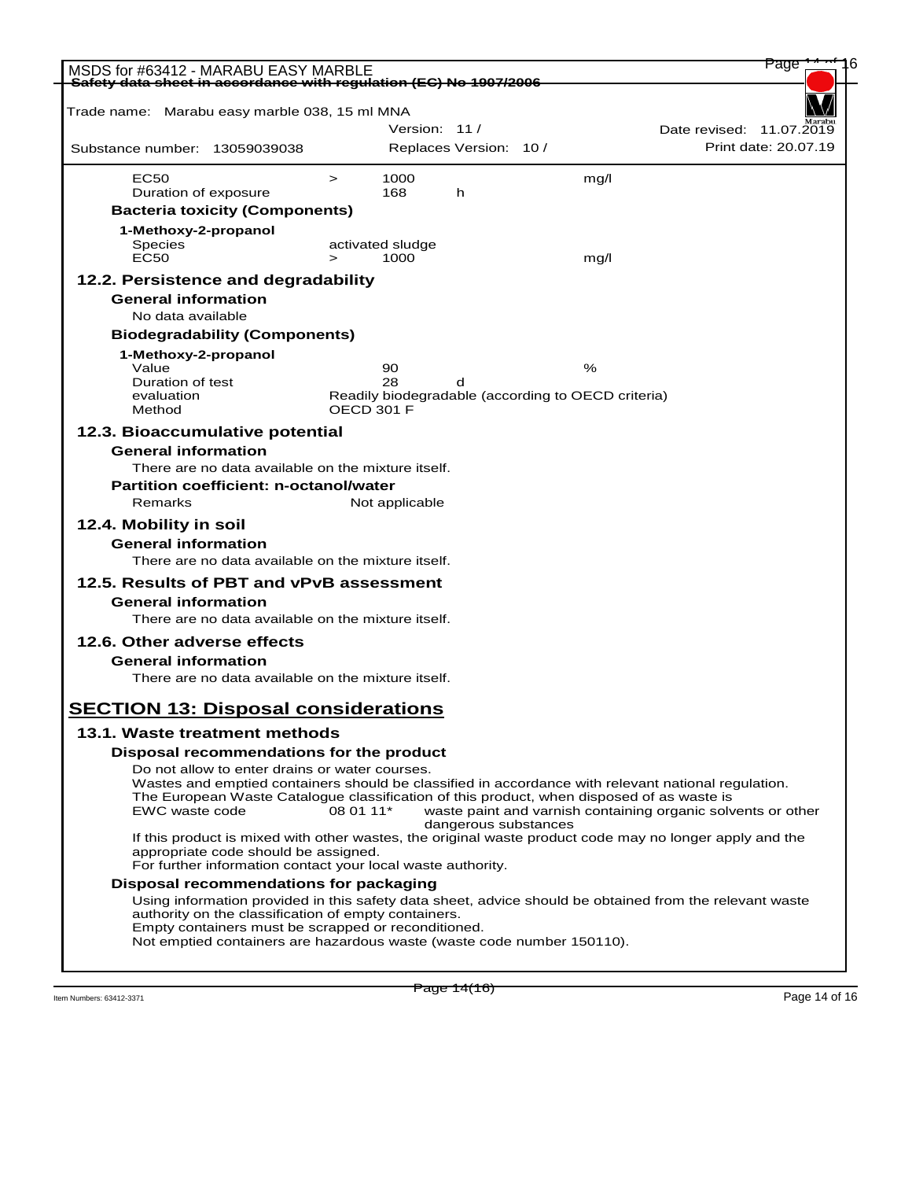| | | | | |
|---|---|---|---|---|
| EC50 | > | 1000 | | mg/l |
| Duration of exposure | | 168 | h | |

**Bacteria toxicity (Components)**

**1-Methoxy-2-propanol**

| | | | |
|---|---|---|---|
| Species | activated sludge | | |
| EC50 | > | 1000 | mg/l |

## 12.2. Persistence and degradability

**General information**

No data available

**Biodegradability (Components)**

**1-Methoxy-2-propanol**

| | | | |
|---|---|---|---|
| Value | 90 | | % |
| Duration of test | 28 | d | |
| evaluation | Readily biodegradable (according to OECD criteria) | | |
| Method | OECD 301 F | | |

## 12.3. Bioaccumulative potential

**General information**

There are no data available on the mixture itself.

**Partition coefficient: n-octanol/water**

Remarks: Not applicable

## 12.4. Mobility in soil

**General information**

There are no data available on the mixture itself.

## 12.5. Results of PBT and vPvB assessment

**General information**

There are no data available on the mixture itself.

## 12.6. Other adverse effects

**General information**

There are no data available on the mixture itself.

# SECTION 13: Disposal considerations

## 13.1. Waste treatment methods

**Disposal recommendations for the product**

Do not allow to enter drains or water courses.
Wastes and emptied containers should be classified in accordance with relevant national regulation.
The European Waste Catalogue classification of this product, when disposed of as waste is

EWC waste code 08 01 11* waste paint and varnish containing organic solvents or other dangerous substances

If this product is mixed with other wastes, the original waste product code may no longer apply and the appropriate code should be assigned.
For further information contact your local waste authority.

**Disposal recommendations for packaging**

Using information provided in this safety data sheet, advice should be obtained from the relevant waste authority on the classification of empty containers.
Empty containers must be scrapped or reconditioned.
Not emptied containers are hazardous waste (waste code number 150110).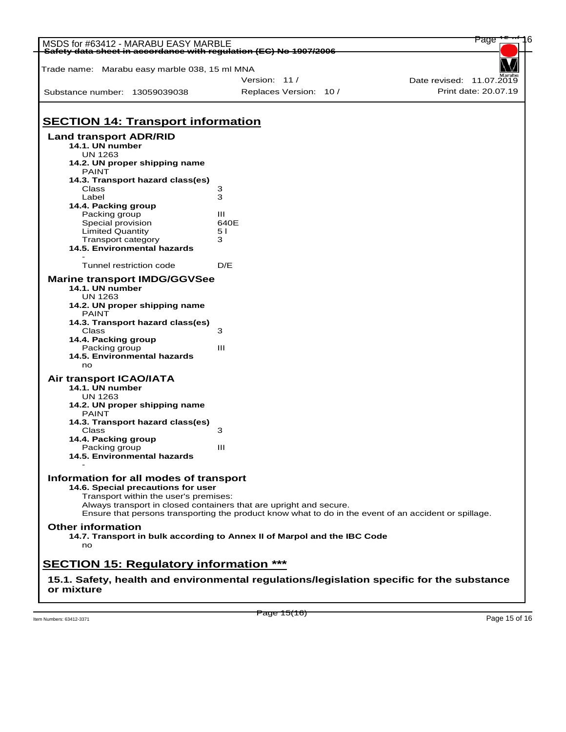## SECTION 14: Transport information

### Land transport ADR/RID

**14.1. UN number**
UN 1263

**14.2. UN proper shipping name**
PAINT

**14.3. Transport hazard class(es)**

| | |
|---|---|
| Class | 3 |
| Label | 3 |

**14.4. Packing group**

| | |
|---|---|
| Packing group | III |
| Special provision | 640E |
| Limited Quantity | 5 l |
| Transport category | 3 |

**14.5. Environmental hazards**
-

| | |
|---|---|
| Tunnel restriction code | D/E |

### Marine transport IMDG/GGVSee

**14.1. UN number**
UN 1263

**14.2. UN proper shipping name**
PAINT

**14.3. Transport hazard class(es)**

| | |
|---|---|
| Class | 3 |

**14.4. Packing group**

| | |
|---|---|
| Packing group | III |

**14.5. Environmental hazards**
no

### Air transport ICAO/IATA

**14.1. UN number**
UN 1263

**14.2. UN proper shipping name**
PAINT

**14.3. Transport hazard class(es)**

| | |
|---|---|
| Class | 3 |

**14.4. Packing group**

| | |
|---|---|
| Packing group | III |

**14.5. Environmental hazards**
-

### Information for all modes of transport

**14.6. Special precautions for user**
Transport within the user's premises:
Always transport in closed containers that are upright and secure.
Ensure that persons transporting the product know what to do in the event of an accident or spillage.

### Other information

**14.7. Transport in bulk according to Annex II of Marpol and the IBC Code**
no

## SECTION 15: Regulatory information ***

**15.1. Safety, health and environmental regulations/legislation specific for the substance or mixture**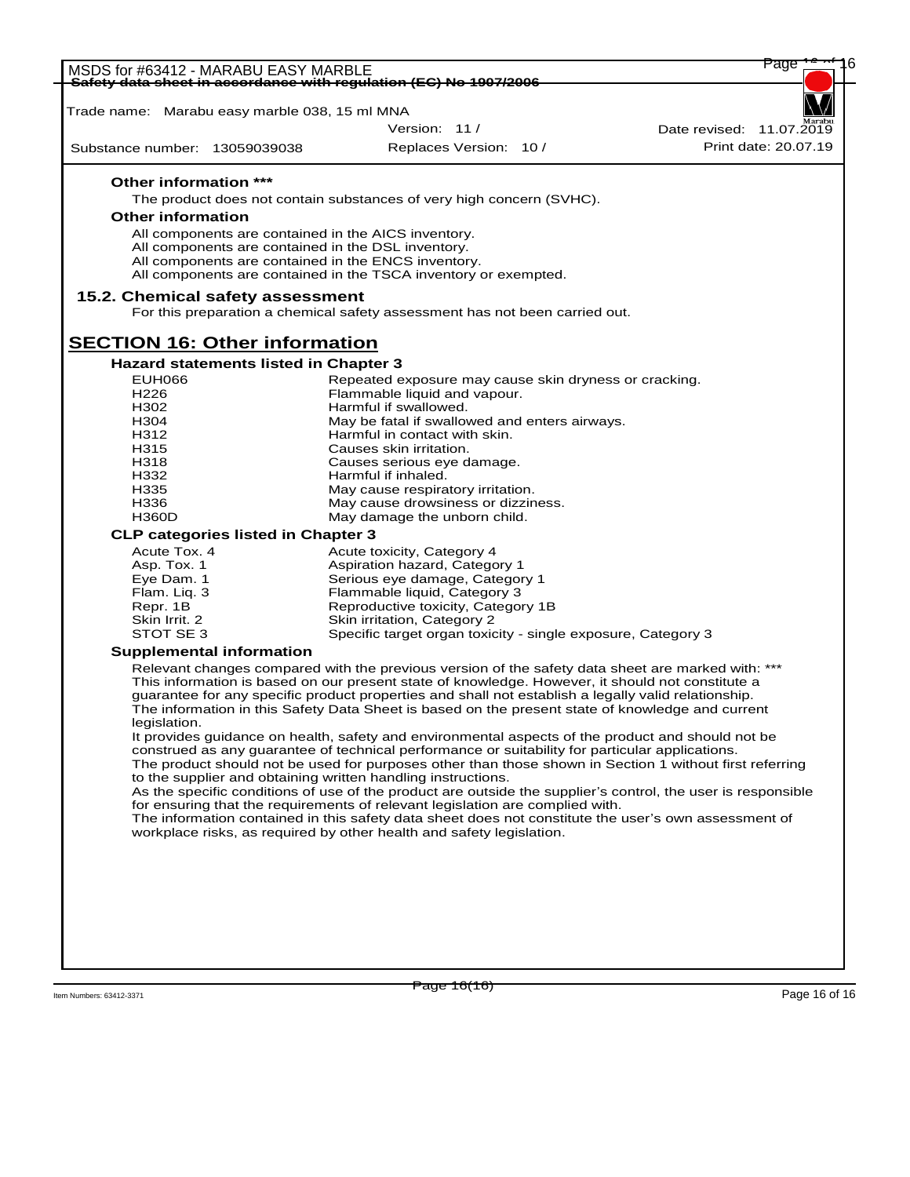**Other information *****

The product does not contain substances of very high concern (SVHC).

**Other information**

All components are contained in the AICS inventory.
All components are contained in the DSL inventory.
All components are contained in the ENCS inventory.
All components are contained in the TSCA inventory or exempted.

### 15.2. Chemical safety assessment

For this preparation a chemical safety assessment has not been carried out.

## SECTION 16: Other information

**Hazard statements listed in Chapter 3**

| | |
|---|---|
| EUH066 | Repeated exposure may cause skin dryness or cracking. |
| H226 | Flammable liquid and vapour. |
| H302 | Harmful if swallowed. |
| H304 | May be fatal if swallowed and enters airways. |
| H312 | Harmful in contact with skin. |
| H315 | Causes skin irritation. |
| H318 | Causes serious eye damage. |
| H332 | Harmful if inhaled. |
| H335 | May cause respiratory irritation. |
| H336 | May cause drowsiness or dizziness. |
| H360D | May damage the unborn child. |

**CLP categories listed in Chapter 3**

| | |
|---|---|
| Acute Tox. 4 | Acute toxicity, Category 4 |
| Asp. Tox. 1 | Aspiration hazard, Category 1 |
| Eye Dam. 1 | Serious eye damage, Category 1 |
| Flam. Liq. 3 | Flammable liquid, Category 3 |
| Repr. 1B | Reproductive toxicity, Category 1B |
| Skin Irrit. 2 | Skin irritation, Category 2 |
| STOT SE 3 | Specific target organ toxicity - single exposure, Category 3 |

**Supplemental information**

Relevant changes compared with the previous version of the safety data sheet are marked with: ***
This information is based on our present state of knowledge. However, it should not constitute a guarantee for any specific product properties and shall not establish a legally valid relationship.
The information in this Safety Data Sheet is based on the present state of knowledge and current legislation.
It provides guidance on health, safety and environmental aspects of the product and should not be construed as any guarantee of technical performance or suitability for particular applications.
The product should not be used for purposes other than those shown in Section 1 without first referring to the supplier and obtaining written handling instructions.
As the specific conditions of use of the product are outside the supplier's control, the user is responsible for ensuring that the requirements of relevant legislation are complied with.
The information contained in this safety data sheet does not constitute the user's own assessment of workplace risks, as required by other health and safety legislation.